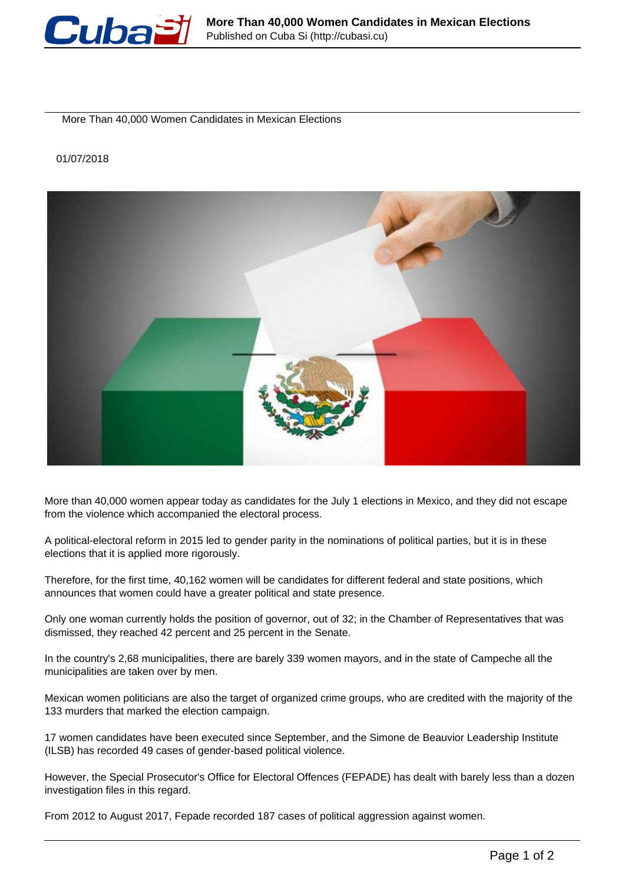More Than 40,000 Women Candidates in Mexican Elections

01/07/2018

More than 40,000 women appear today as candidates for the July 1 elections in Mexico, and they did not escape from the violence which accompanied the electoral process.

A political-electoral reform in 2015 led to gender parity in the nominations of political parties, but it is in these elections that it is applied more rigorously.

Therefore, for the first time, 40,162 women will be candidates for different federal and state positions, which announces that women could have a greater political and state presence.

Only one woman currently holds the position of governor, out of 32; in the Chamber of Representatives that was dismissed, they reached 42 percent and 25 percent in the Senate.

In the country's 2,68 municipalities, there are barely 339 women mayors, and in the state of Campeche all the municipalities are taken over by men.

Mexican women politicians are also the target of organized crime groups, who are credited with the majority of the 133 murders that marked the election campaign.

17 women candidates have been executed since September, and the Simone de Beauvior Leadership Institute (ILSB) has recorded 49 cases of gender-based political violence.

However, the Special Prosecutor's Office for Electoral Offences (FEPADE) has dealt with barely less than a dozen investigation files in this regard.

From 2012 to August 2017, Fepade recorded 187 cases of political aggression against women.